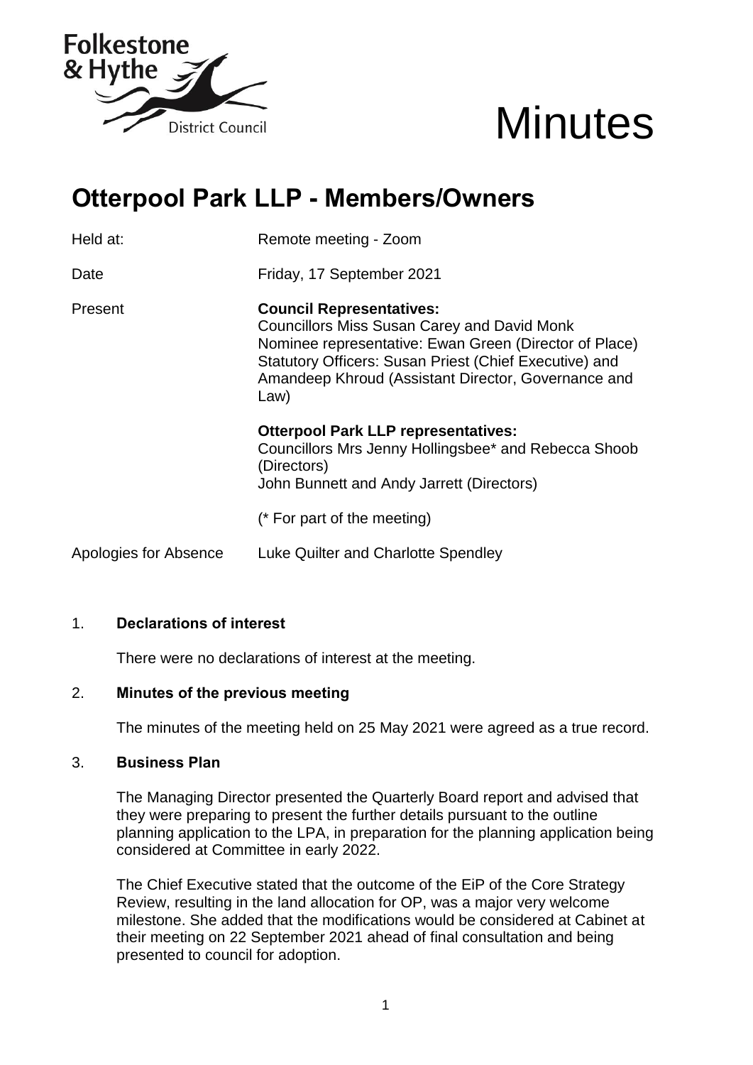Folkestone & Hythe District Council

# Minutes

# Otterpool Park LLP - Members/Owners

| | |
|---|---|
| Held at: | Remote meeting - Zoom |
| Date | Friday, 17 September 2021 |
| Present | **Council Representatives:**<br>Councillors Miss Susan Carey and David Monk<br>Nominee representative: Ewan Green (Director of Place)<br>Statutory Officers: Susan Priest (Chief Executive) and Amandeep Khroud (Assistant Director, Governance and Law)<br><br>**Otterpool Park LLP representatives:**<br>Councillors Mrs Jenny Hollingsbee* and Rebecca Shoob (Directors)<br>John Bunnett and Andy Jarrett (Directors)<br><br>(* For part of the meeting) |
| Apologies for Absence | Luke Quilter and Charlotte Spendley |

1. **Declarations of interest**

   There were no declarations of interest at the meeting.

2. **Minutes of the previous meeting**

   The minutes of the meeting held on 25 May 2021 were agreed as a true record.

3. **Business Plan**

   The Managing Director presented the Quarterly Board report and advised that they were preparing to present the further details pursuant to the outline planning application to the LPA, in preparation for the planning application being considered at Committee in early 2022.

   The Chief Executive stated that the outcome of the EiP of the Core Strategy Review, resulting in the land allocation for OP, was a major very welcome milestone. She added that the modifications would be considered at Cabinet at their meeting on 22 September 2021 ahead of final consultation and being presented to council for adoption.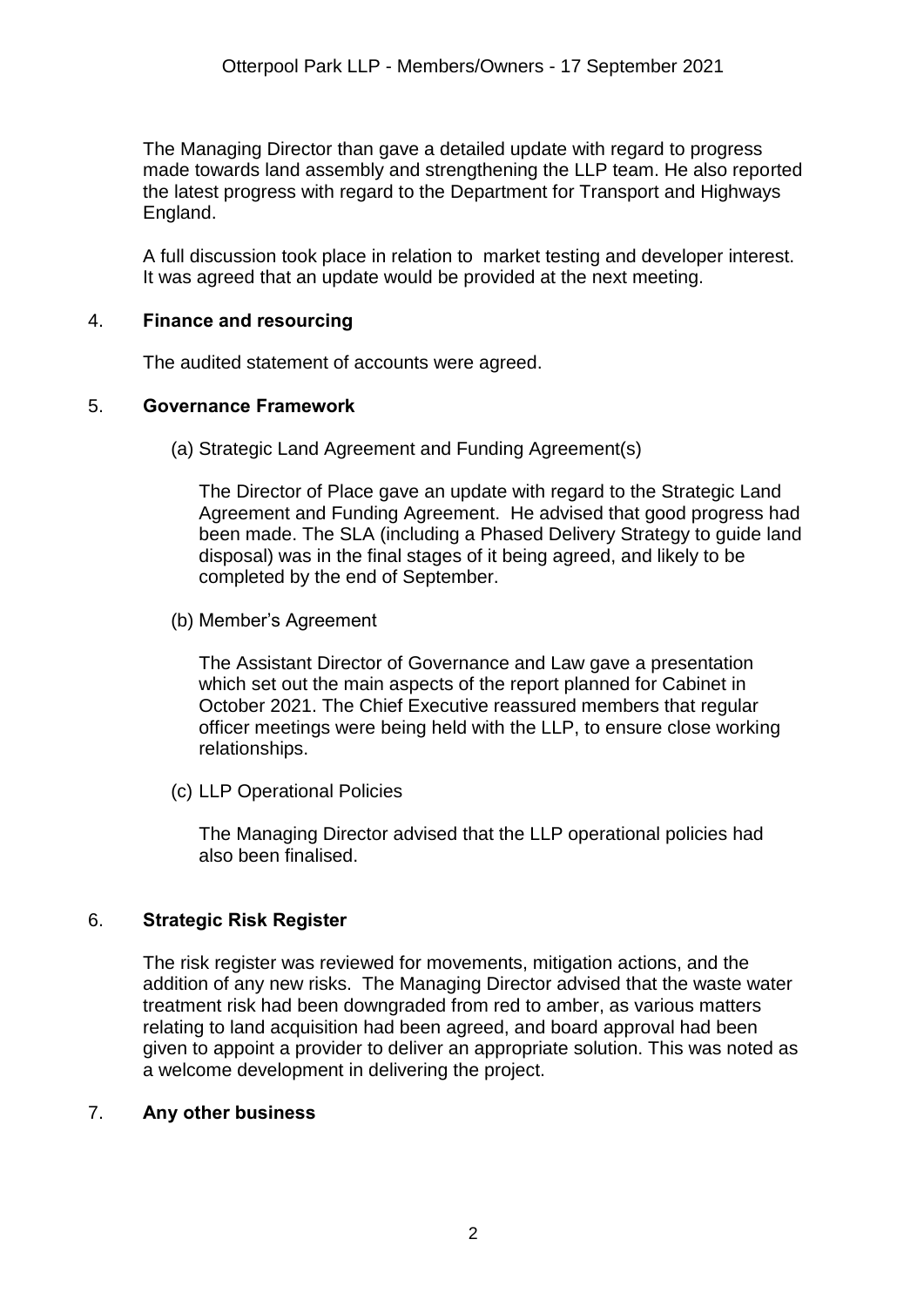The Managing Director than gave a detailed update with regard to progress made towards land assembly and strengthening the LLP team. He also reported the latest progress with regard to the Department for Transport and Highways England.

A full discussion took place in relation to market testing and developer interest. It was agreed that an update would be provided at the next meeting.

## 4. **Finance and resourcing**

The audited statement of accounts were agreed.

## 5. **Governance Framework**

(a) Strategic Land Agreement and Funding Agreement(s)

The Director of Place gave an update with regard to the Strategic Land Agreement and Funding Agreement. He advised that good progress had been made. The SLA (including a Phased Delivery Strategy to guide land disposal) was in the final stages of it being agreed, and likely to be completed by the end of September.

(b) Member's Agreement

The Assistant Director of Governance and Law gave a presentation which set out the main aspects of the report planned for Cabinet in October 2021. The Chief Executive reassured members that regular officer meetings were being held with the LLP, to ensure close working relationships.

(c) LLP Operational Policies

The Managing Director advised that the LLP operational policies had also been finalised.

## 6. **Strategic Risk Register**

The risk register was reviewed for movements, mitigation actions, and the addition of any new risks. The Managing Director advised that the waste water treatment risk had been downgraded from red to amber, as various matters relating to land acquisition had been agreed, and board approval had been given to appoint a provider to deliver an appropriate solution. This was noted as a welcome development in delivering the project.

## 7. **Any other business**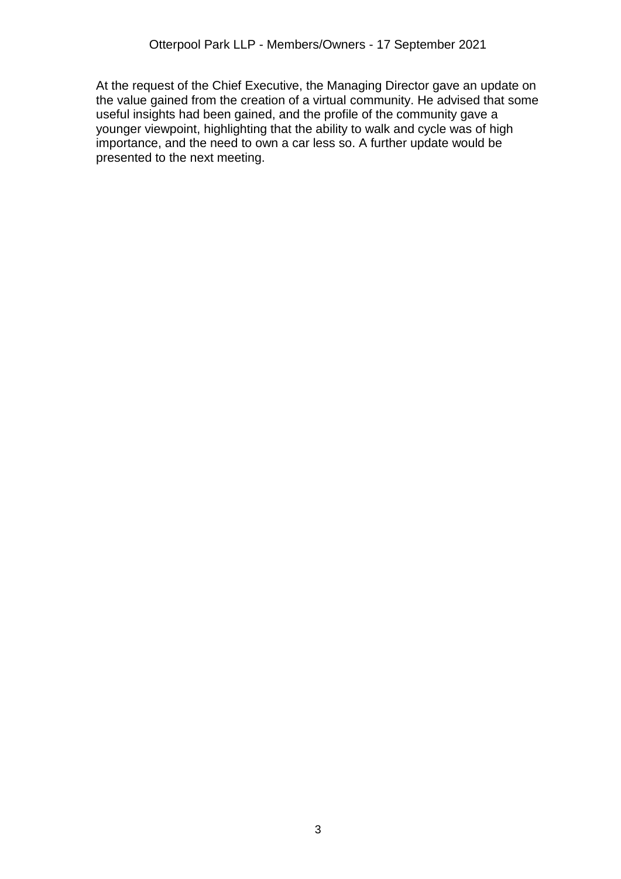At the request of the Chief Executive, the Managing Director gave an update on the value gained from the creation of a virtual community. He advised that some useful insights had been gained, and the profile of the community gave a younger viewpoint, highlighting that the ability to walk and cycle was of high importance, and the need to own a car less so. A further update would be presented to the next meeting.